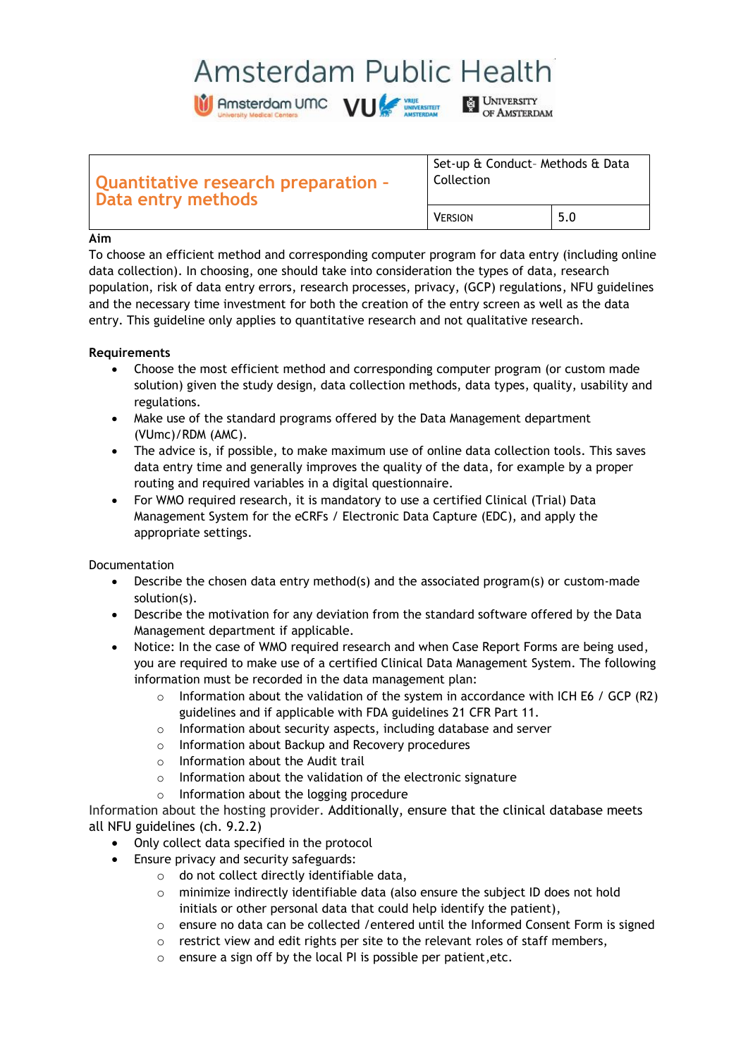# Amsterdam Public Health

Amsterdam UMC University Medical Centers | VU Vrije Universiteit Amsterdam | University of Amsterdam

| Quantitative research preparation - Data entry methods | Set-up & Conduct– Methods & Data Collection | |
|---|---|---|
| | VERSION | 5.0 |

**Aim**

To choose an efficient method and corresponding computer program for data entry (including online data collection). In choosing, one should take into consideration the types of data, research population, risk of data entry errors, research processes, privacy, (GCP) regulations, NFU guidelines and the necessary time investment for both the creation of the entry screen as well as the data entry. This guideline only applies to quantitative research and not qualitative research.

**Requirements**

- Choose the most efficient method and corresponding computer program (or custom made solution) given the study design, data collection methods, data types, quality, usability and regulations.
- Make use of the standard programs offered by the Data Management department (VUmc)/RDM (AMC).
- The advice is, if possible, to make maximum use of online data collection tools. This saves data entry time and generally improves the quality of the data, for example by a proper routing and required variables in a digital questionnaire.
- For WMO required research, it is mandatory to use a certified Clinical (Trial) Data Management System for the eCRFs / Electronic Data Capture (EDC), and apply the appropriate settings.

Documentation

- Describe the chosen data entry method(s) and the associated program(s) or custom-made solution(s).
- Describe the motivation for any deviation from the standard software offered by the Data Management department if applicable.
- Notice: In the case of WMO required research and when Case Report Forms are being used, you are required to make use of a certified Clinical Data Management System. The following information must be recorded in the data management plan:
  - Information about the validation of the system in accordance with ICH E6 / GCP (R2) guidelines and if applicable with FDA guidelines 21 CFR Part 11.
  - Information about security aspects, including database and server
  - Information about Backup and Recovery procedures
  - Information about the Audit trail
  - Information about the validation of the electronic signature
  - Information about the logging procedure

Information about the hosting provider. Additionally, ensure that the clinical database meets all NFU guidelines (ch. 9.2.2)

- Only collect data specified in the protocol
- Ensure privacy and security safeguards:
  - do not collect directly identifiable data,
  - minimize indirectly identifiable data (also ensure the subject ID does not hold initials or other personal data that could help identify the patient),
  - ensure no data can be collected /entered until the Informed Consent Form is signed
  - restrict view and edit rights per site to the relevant roles of staff members,
  - ensure a sign off by the local PI is possible per patient,etc.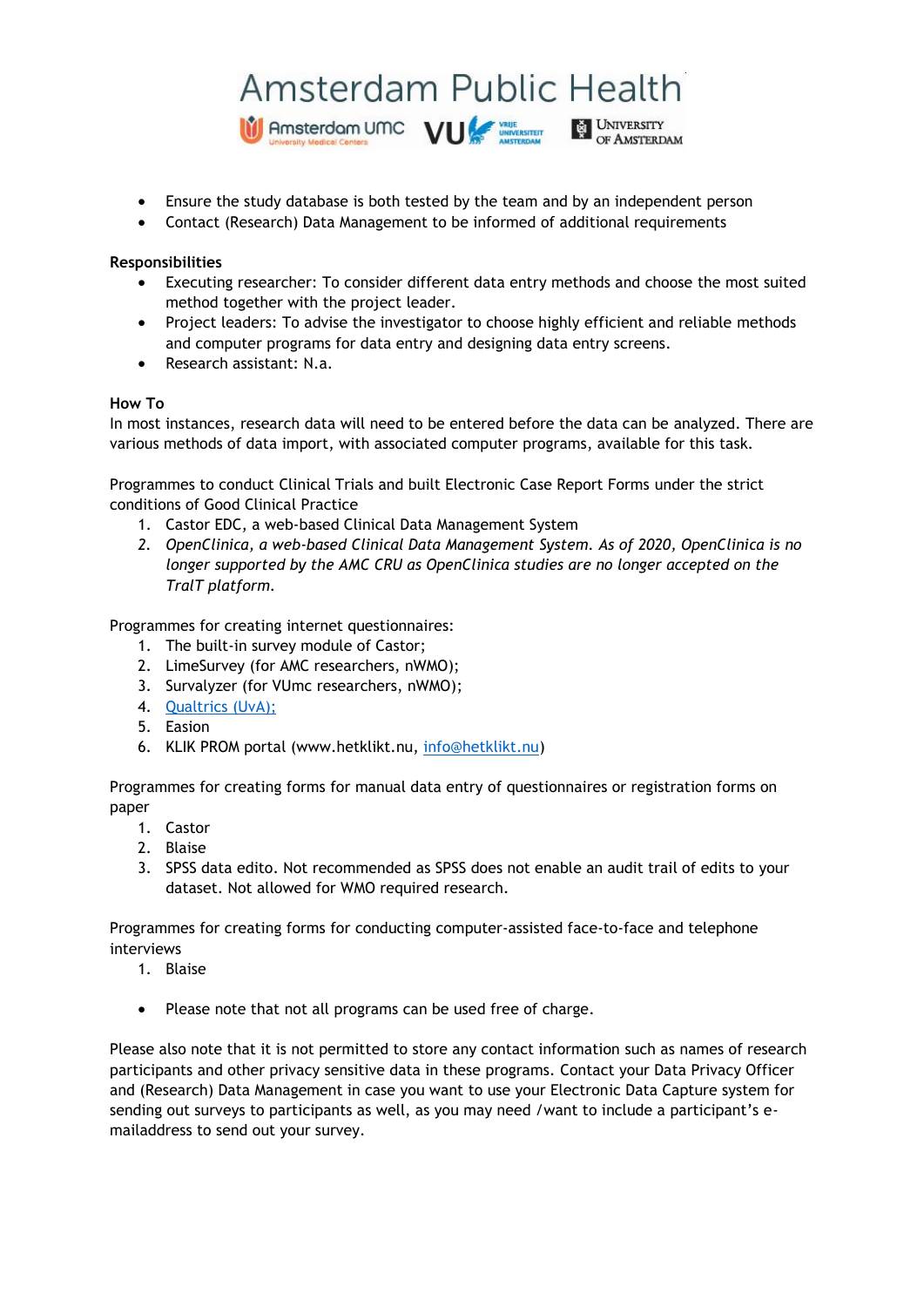- Ensure the study database is both tested by the team and by an independent person
- Contact (Research) Data Management to be informed of additional requirements

**Responsibilities**

- Executing researcher: To consider different data entry methods and choose the most suited method together with the project leader.
- Project leaders: To advise the investigator to choose highly efficient and reliable methods and computer programs for data entry and designing data entry screens.
- Research assistant: N.a.

**How To**

In most instances, research data will need to be entered before the data can be analyzed. There are various methods of data import, with associated computer programs, available for this task.

Programmes to conduct Clinical Trials and built Electronic Case Report Forms under the strict conditions of Good Clinical Practice

1. Castor EDC, a web-based Clinical Data Management System
2. *OpenClinica, a web-based Clinical Data Management System. As of 2020, OpenClinica is no longer supported by the AMC CRU as OpenClinica studies are no longer accepted on the TralT platform.*

Programmes for creating internet questionnaires:

1. The built-in survey module of Castor;
2. LimeSurvey (for AMC researchers, nWMO);
3. Survalyzer (for VUmc researchers, nWMO);
4. Qualtrics (UvA);
5. Easion
6. KLIK PROM portal (www.hetklikt.nu, info@hetklikt.nu)

Programmes for creating forms for manual data entry of questionnaires or registration forms on paper

1. Castor
2. Blaise
3. SPSS data edito. Not recommended as SPSS does not enable an audit trail of edits to your dataset. Not allowed for WMO required research.

Programmes for creating forms for conducting computer-assisted face-to-face and telephone interviews

1. Blaise

- Please note that not all programs can be used free of charge.

Please also note that it is not permitted to store any contact information such as names of research participants and other privacy sensitive data in these programs. Contact your Data Privacy Officer and (Research) Data Management in case you want to use your Electronic Data Capture system for sending out surveys to participants as well, as you may need /want to include a participant's e-mailaddress to send out your survey.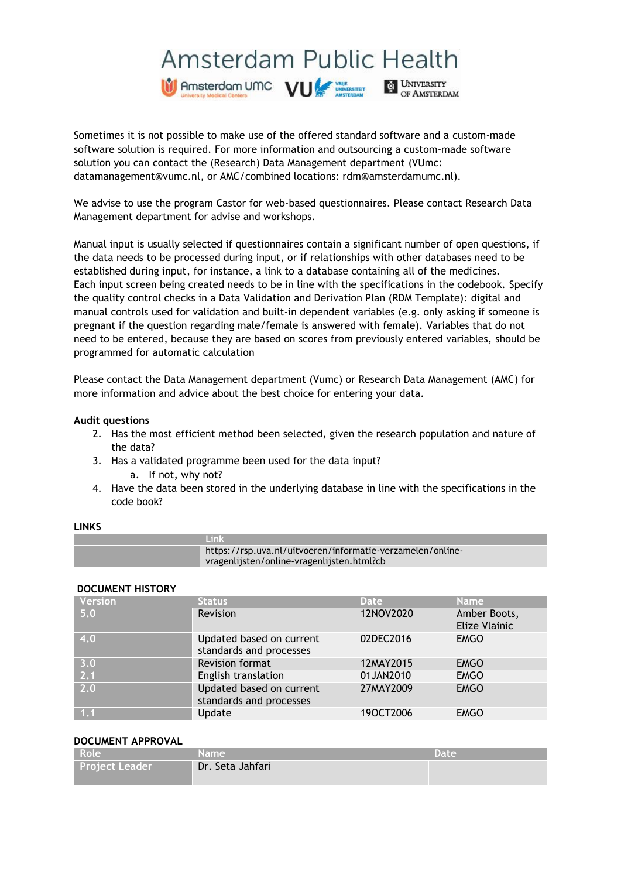Sometimes it is not possible to make use of the offered standard software and a custom-made software solution is required. For more information and outsourcing a custom-made software solution you can contact the (Research) Data Management department (VUmc: datamanagement@vumc.nl, or AMC/combined locations: rdm@amsterdamumc.nl).

We advise to use the program Castor for web-based questionnaires. Please contact Research Data Management department for advise and workshops.

Manual input is usually selected if questionnaires contain a significant number of open questions, if the data needs to be processed during input, or if relationships with other databases need to be established during input, for instance, a link to a database containing all of the medicines.
Each input screen being created needs to be in line with the specifications in the codebook. Specify the quality control checks in a Data Validation and Derivation Plan (RDM Template): digital and manual controls used for validation and built-in dependent variables (e.g. only asking if someone is pregnant if the question regarding male/female is answered with female). Variables that do not need to be entered, because they are based on scores from previously entered variables, should be programmed for automatic calculation

Please contact the Data Management department (Vumc) or Research Data Management (AMC) for more information and advice about the best choice for entering your data.

**Audit questions**

2. Has the most efficient method been selected, given the research population and nature of the data?
3. Has a validated programme been used for the data input?
   a. If not, why not?
4. Have the data been stored in the underlying database in line with the specifications in the code book?

**LINKS**

| | Link |
|---|---|
| | https://rsp.uva.nl/uitvoeren/informatie-verzamelen/online-vragenlijsten/online-vragenlijsten.html?cb |

**DOCUMENT HISTORY**

| Version | Status | Date | Name |
|---|---|---|---|
| 5.0 | Revision | 12NOV2020 | Amber Boots, Elize Vlainic |
| 4.0 | Updated based on current standards and processes | 02DEC2016 | EMGO |
| 3.0 | Revision format | 12MAY2015 | EMGO |
| 2.1 | English translation | 01JAN2010 | EMGO |
| 2.0 | Updated based on current standards and processes | 27MAY2009 | EMGO |
| 1.1 | Update | 19OCT2006 | EMGO |

**DOCUMENT APPROVAL**

| Role | Name | Date |
|---|---|---|
| Project Leader | Dr. Seta Jahfari | |